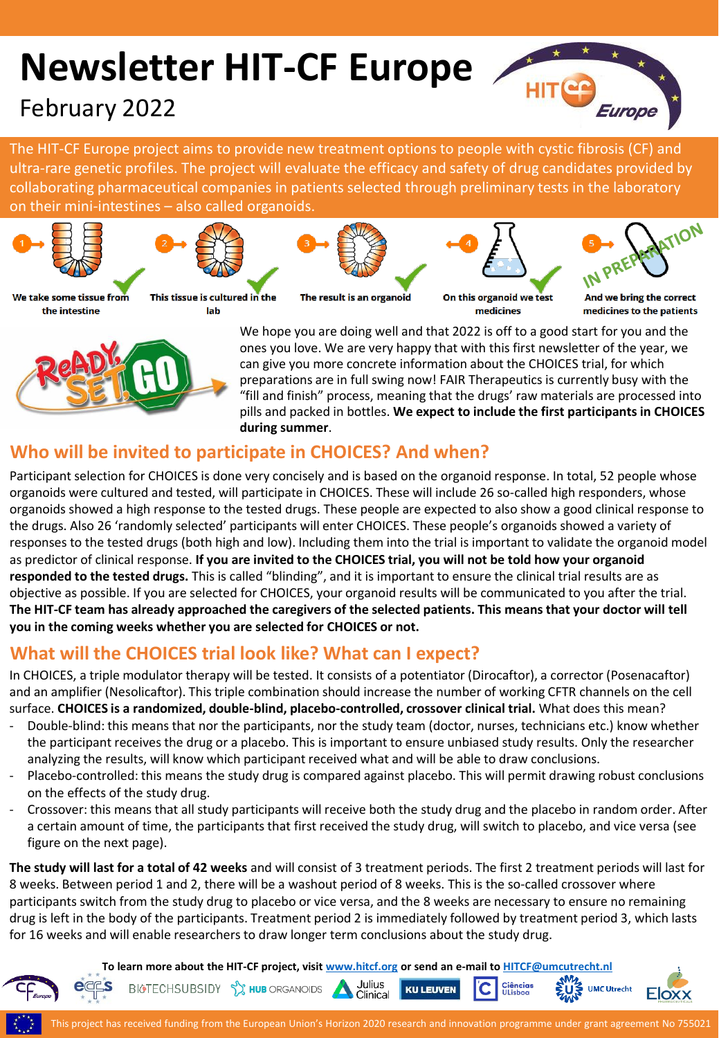# Newsletter HIT-CF Europe

February 2022

The HIT-CF Europe project aims to provide new treatment options to people with cystic fibrosis (CF) and ultra-rare genetic profiles. The project will evaluate the efficacy and safety of drug candidates provided by collaborating pharmaceutical companies in patients selected through preliminary tests in the laboratory on their mini-intestines – also called organoids.

1. We take some tissue from the intestine
2. This tissue is cultured in the lab
3. The result is an organoid
4. On this organoid we test medicines
5. And we bring the correct medicines to the patients (IN PREPARATION)

We hope you are doing well and that 2022 is off to a good start for you and the ones you love. We are very happy that with this first newsletter of the year, we can give you more concrete information about the CHOICES trial, for which preparations are in full swing now! FAIR Therapeutics is currently busy with the "fill and finish" process, meaning that the drugs' raw materials are processed into pills and packed in bottles. **We expect to include the first participants in CHOICES during summer**.

## Who will be invited to participate in CHOICES? And when?

Participant selection for CHOICES is done very concisely and is based on the organoid response. In total, 52 people whose organoids were cultured and tested, will participate in CHOICES. These will include 26 so-called high responders, whose organoids showed a high response to the tested drugs. These people are expected to also show a good clinical response to the drugs. Also 26 'randomly selected' participants will enter CHOICES. These people's organoids showed a variety of responses to the tested drugs (both high and low). Including them into the trial is important to validate the organoid model as predictor of clinical response. **If you are invited to the CHOICES trial, you will not be told how your organoid responded to the tested drugs.** This is called "blinding", and it is important to ensure the clinical trial results are as objective as possible. If you are selected for CHOICES, your organoid results will be communicated to you after the trial. **The HIT-CF team has already approached the caregivers of the selected patients. This means that your doctor will tell you in the coming weeks whether you are selected for CHOICES or not.**

## What will the CHOICES trial look like? What can I expect?

In CHOICES, a triple modulator therapy will be tested. It consists of a potentiator (Dirocaftor), a corrector (Posenacaftor) and an amplifier (Nesolicaftor). This triple combination should increase the number of working CFTR channels on the cell surface. **CHOICES is a randomized, double-blind, placebo-controlled, crossover clinical trial.** What does this mean?

- Double-blind: this means that nor the participants, nor the study team (doctor, nurses, technicians etc.) know whether the participant receives the drug or a placebo. This is important to ensure unbiased study results. Only the researcher analyzing the results, will know which participant received what and will be able to draw conclusions.
- Placebo-controlled: this means the study drug is compared against placebo. This will permit drawing robust conclusions on the effects of the study drug.
- Crossover: this means that all study participants will receive both the study drug and the placebo in random order. After a certain amount of time, the participants that first received the study drug, will switch to placebo, and vice versa (see figure on the next page).

**The study will last for a total of 42 weeks** and will consist of 3 treatment periods. The first 2 treatment periods will last for 8 weeks. Between period 1 and 2, there will be a washout period of 8 weeks. This is the so-called crossover where participants switch from the study drug to placebo or vice versa, and the 8 weeks are necessary to ensure no remaining drug is left in the body of the participants. Treatment period 2 is immediately followed by treatment period 3, which lasts for 16 weeks and will enable researchers to draw longer term conclusions about the study drug.

**To learn more about the HIT-CF project, visit [www.hitcf.org](http://www.hitcf.org) or send an e-mail to [HITCF@umcutrecht.nl](mailto:HITCF@umcutrecht.nl)**

This project has received funding from the European Union's Horizon 2020 research and innovation programme under grant agreement No 755021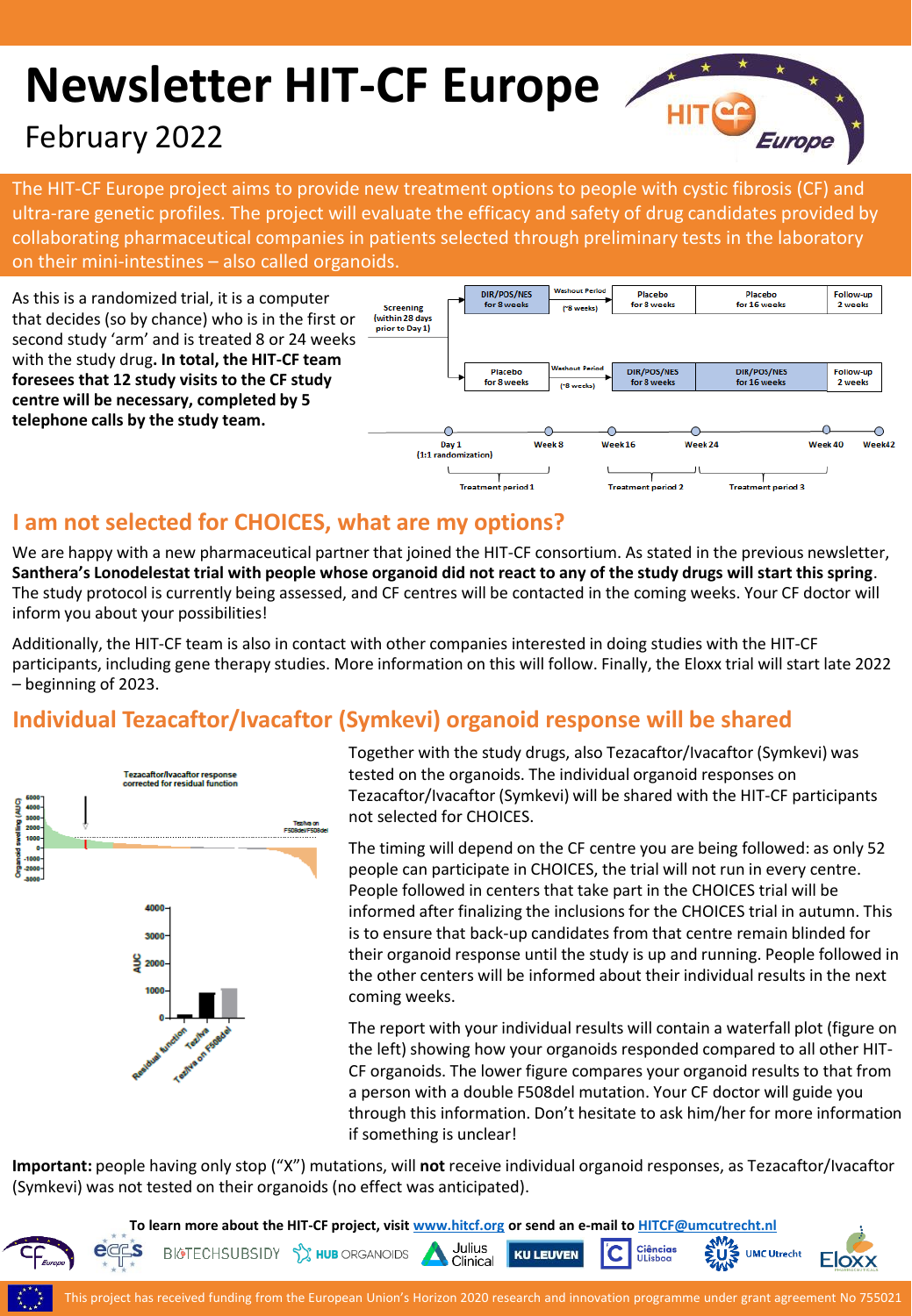# Newsletter HIT-CF Europe

February 2022

The HIT-CF Europe project aims to provide new treatment options to people with cystic fibrosis (CF) and ultra-rare genetic profiles. The project will evaluate the efficacy and safety of drug candidates provided by collaborating pharmaceutical companies in patients selected through preliminary tests in the laboratory on their mini-intestines – also called organoids.

As this is a randomized trial, it is a computer that decides (so by chance) who is in the first or second study 'arm' and is treated 8 or 24 weeks with the study drug. **In total, the HIT-CF team foresees that 12 study visits to the CF study centre will be necessary, completed by 5 telephone calls by the study team.**

Screening (within 28 days prior to Day 1)

DIR/POS/NES for 8 weeks
Washout Period (~8 weeks)
Placebo for 8 weeks
Placebo for 16 weeks
Follow-up 2 weeks

Placebo for 8 weeks
Washout Period (~8 weeks)
DIR/POS/NES for 8 weeks
DIR/POS/NES for 16 weeks
Follow-up 2 weeks

Day 1 (1:1 randomization)
Week 8
Week 16
Week 24
Week 40
Week 42

Treatment period 1
Treatment period 2
Treatment period 3

## I am not selected for CHOICES, what are my options?

We are happy with a new pharmaceutical partner that joined the HIT-CF consortium. As stated in the previous newsletter, **Santhera's Lonodelestat trial with people whose organoid did not react to any of the study drugs will start this spring**. The study protocol is currently being assessed, and CF centres will be contacted in the coming weeks. Your CF doctor will inform you about your possibilities!

Additionally, the HIT-CF team is also in contact with other companies interested in doing studies with the HIT-CF participants, including gene therapy studies. More information on this will follow. Finally, the Eloxx trial will start late 2022 – beginning of 2023.

## Individual Tezacaftor/Ivacaftor (Symkevi) organoid response will be shared

Tezacaftor/Ivacaftor response corrected for residual function

Organoid swelling (AUC)

6000
4000
3000
2000
1000
0
-1000
-2000
-3000

Teziva on F508del/F508del

AUC

4000
3000
2000
1000
0

Residual function
Tez/Iva
Tez/Iva on F508del

Together with the study drugs, also Tezacaftor/Ivacaftor (Symkevi) was tested on the organoids. The individual organoid responses on Tezacaftor/Ivacaftor (Symkevi) will be shared with the HIT-CF participants not selected for CHOICES.

The timing will depend on the CF centre you are being followed: as only 52 people can participate in CHOICES, the trial will not run in every centre. People followed in centers that take part in the CHOICES trial will be informed after finalizing the inclusions for the CHOICES trial in autumn. This is to ensure that back-up candidates from that centre remain blinded for their organoid response until the study is up and running. People followed in the other centers will be informed about their individual results in the next coming weeks.

The report with your individual results will contain a waterfall plot (figure on the left) showing how your organoids responded compared to all other HIT-CF organoids. The lower figure compares your organoid results to that from a person with a double F508del mutation. Your CF doctor will guide you through this information. Don't hesitate to ask him/her for more information if something is unclear!

**Important:** people having only stop ("X") mutations, will **not** receive individual organoid responses, as Tezacaftor/Ivacaftor (Symkevi) was not tested on their organoids (no effect was anticipated).

**To learn more about the HIT-CF project, visit www.hitcf.org or send an e-mail to HITCF@umcutrecht.nl**

This project has received funding from the European Union's Horizon 2020 research and innovation programme under grant agreement No 755021